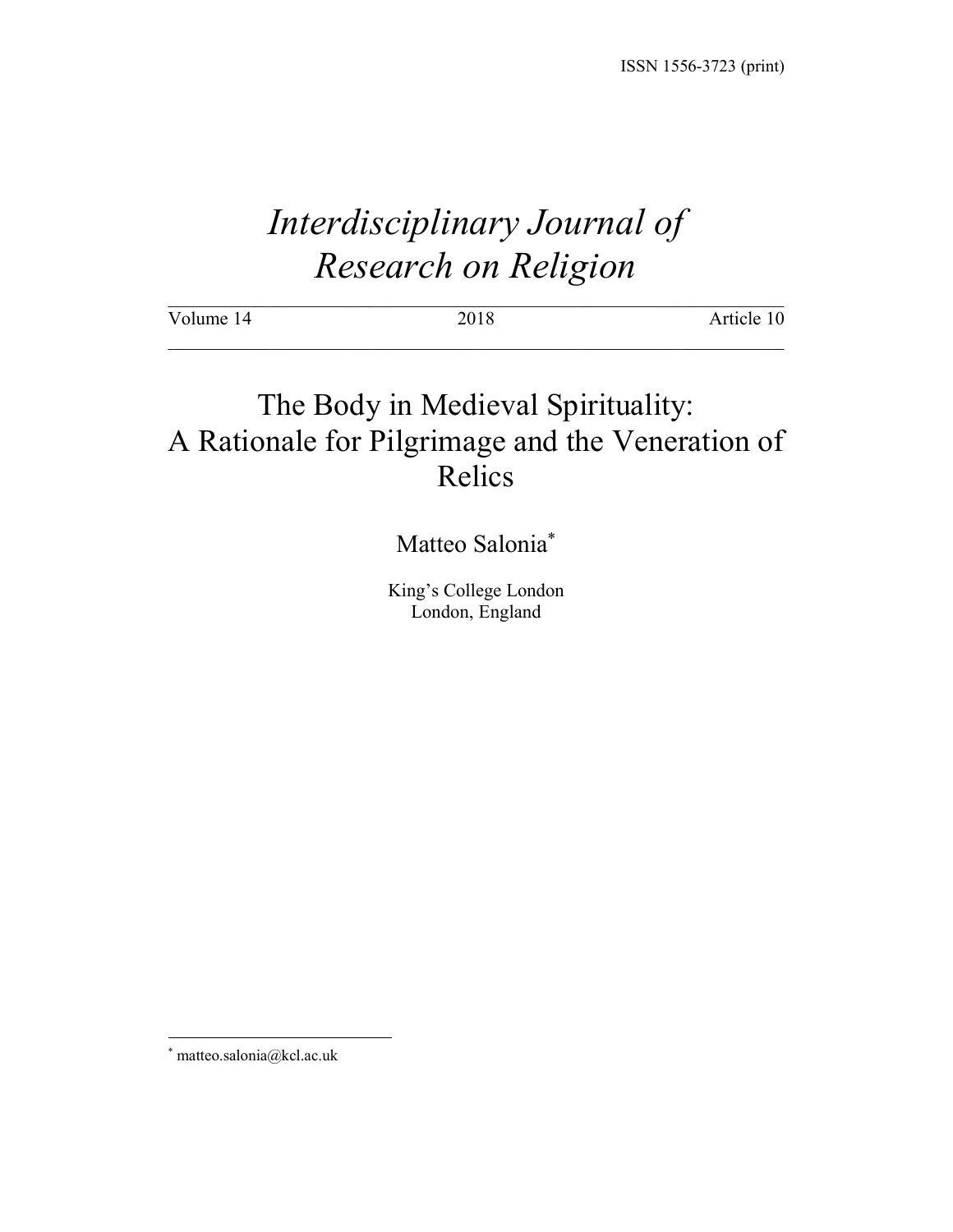ISSN 1556-3723 (print)

# *Interdisciplinary Journal of Research on Religion*

Volume 14 2018 Article 10

# The Body in Medieval Spirituality: A Rationale for Pilgrimage and the Veneration of Relics

Matteo Salonia*

King's College London
London, England

---

* matteo.salonia@kcl.ac.uk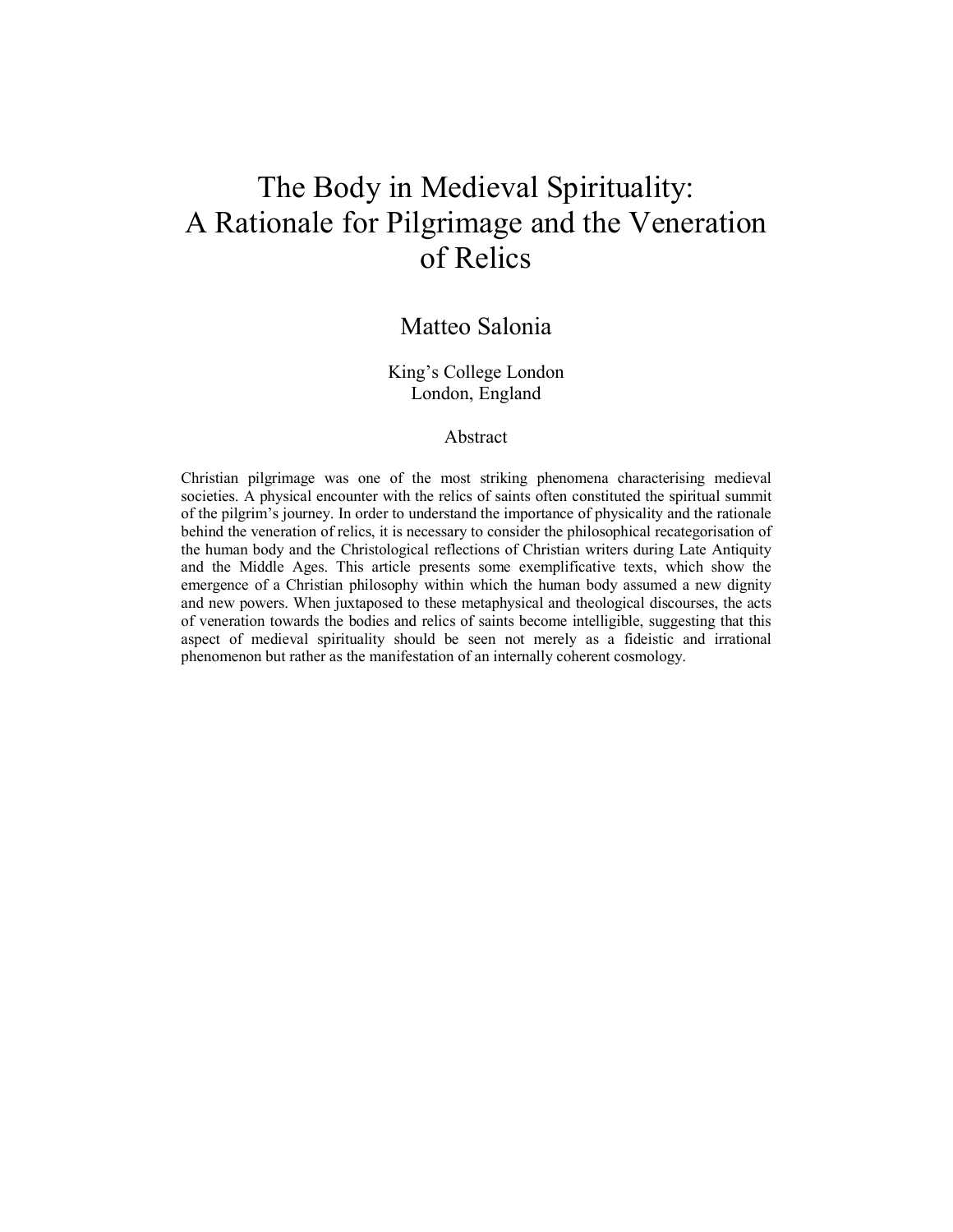# The Body in Medieval Spirituality: A Rationale for Pilgrimage and the Veneration of Relics

Matteo Salonia

King's College London
London, England

## Abstract

Christian pilgrimage was one of the most striking phenomena characterising medieval societies. A physical encounter with the relics of saints often constituted the spiritual summit of the pilgrim's journey. In order to understand the importance of physicality and the rationale behind the veneration of relics, it is necessary to consider the philosophical recategorisation of the human body and the Christological reflections of Christian writers during Late Antiquity and the Middle Ages. This article presents some exemplificative texts, which show the emergence of a Christian philosophy within which the human body assumed a new dignity and new powers. When juxtaposed to these metaphysical and theological discourses, the acts of veneration towards the bodies and relics of saints become intelligible, suggesting that this aspect of medieval spirituality should be seen not merely as a fideistic and irrational phenomenon but rather as the manifestation of an internally coherent cosmology.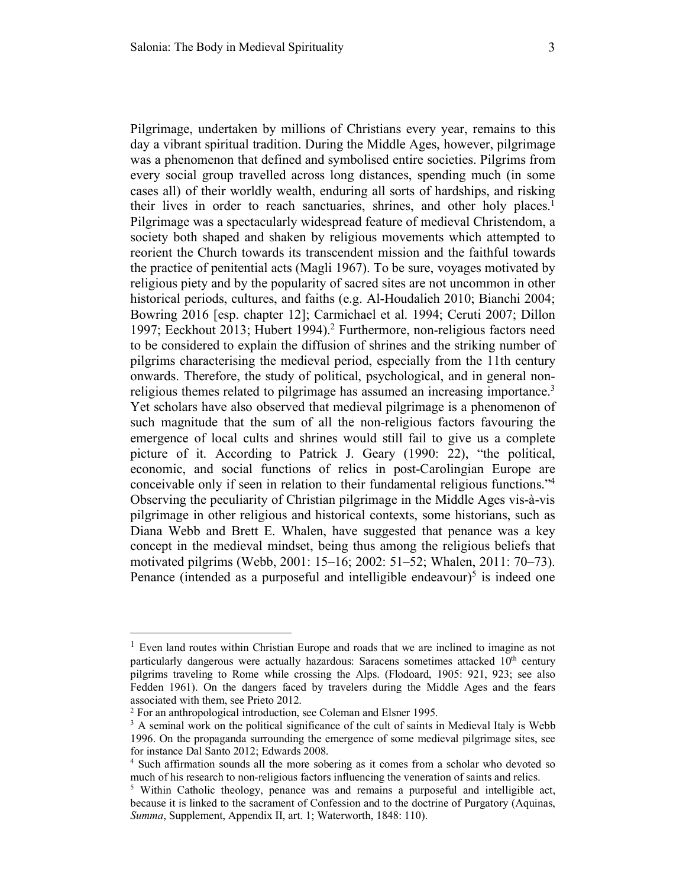Pilgrimage, undertaken by millions of Christians every year, remains to this day a vibrant spiritual tradition. During the Middle Ages, however, pilgrimage was a phenomenon that defined and symbolised entire societies. Pilgrims from every social group travelled across long distances, spending much (in some cases all) of their worldly wealth, enduring all sorts of hardships, and risking their lives in order to reach sanctuaries, shrines, and other holy places.[1] Pilgrimage was a spectacularly widespread feature of medieval Christendom, a society both shaped and shaken by religious movements which attempted to reorient the Church towards its transcendent mission and the faithful towards the practice of penitential acts (Magli 1967). To be sure, voyages motivated by religious piety and by the popularity of sacred sites are not uncommon in other historical periods, cultures, and faiths (e.g. Al-Houdalieh 2010; Bianchi 2004; Bowring 2016 [esp. chapter 12]; Carmichael et al. 1994; Ceruti 2007; Dillon 1997; Eeckhout 2013; Hubert 1994).[2] Furthermore, non-religious factors need to be considered to explain the diffusion of shrines and the striking number of pilgrims characterising the medieval period, especially from the 11th century onwards. Therefore, the study of political, psychological, and in general non-religious themes related to pilgrimage has assumed an increasing importance.[3] Yet scholars have also observed that medieval pilgrimage is a phenomenon of such magnitude that the sum of all the non-religious factors favouring the emergence of local cults and shrines would still fail to give us a complete picture of it. According to Patrick J. Geary (1990: 22), "the political, economic, and social functions of relics in post-Carolingian Europe are conceivable only if seen in relation to their fundamental religious functions."[4] Observing the peculiarity of Christian pilgrimage in the Middle Ages vis-à-vis pilgrimage in other religious and historical contexts, some historians, such as Diana Webb and Brett E. Whalen, have suggested that penance was a key concept in the medieval mindset, being thus among the religious beliefs that motivated pilgrims (Webb, 2001: 15–16; 2002: 51–52; Whalen, 2011: 70–73). Penance (intended as a purposeful and intelligible endeavour)[5] is indeed one

---

[1] Even land routes within Christian Europe and roads that we are inclined to imagine as not particularly dangerous were actually hazardous: Saracens sometimes attacked 10th century pilgrims traveling to Rome while crossing the Alps. (Flodoard, 1905: 921, 923; see also Fedden 1961). On the dangers faced by travelers during the Middle Ages and the fears associated with them, see Prieto 2012.

[2] For an anthropological introduction, see Coleman and Elsner 1995.

[3] A seminal work on the political significance of the cult of saints in Medieval Italy is Webb 1996. On the propaganda surrounding the emergence of some medieval pilgrimage sites, see for instance Dal Santo 2012; Edwards 2008.

[4] Such affirmation sounds all the more sobering as it comes from a scholar who devoted so much of his research to non-religious factors influencing the veneration of saints and relics.

[5] Within Catholic theology, penance was and remains a purposeful and intelligible act, because it is linked to the sacrament of Confession and to the doctrine of Purgatory (Aquinas, *Summa*, Supplement, Appendix II, art. 1; Waterworth, 1848: 110).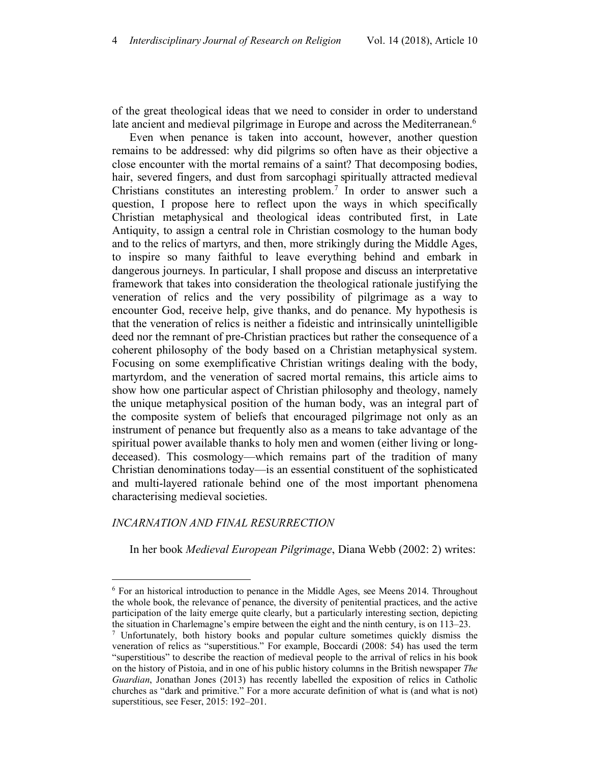of the great theological ideas that we need to consider in order to understand late ancient and medieval pilgrimage in Europe and across the Mediterranean.[6]

Even when penance is taken into account, however, another question remains to be addressed: why did pilgrims so often have as their objective a close encounter with the mortal remains of a saint? That decomposing bodies, hair, severed fingers, and dust from sarcophagi spiritually attracted medieval Christians constitutes an interesting problem.[7] In order to answer such a question, I propose here to reflect upon the ways in which specifically Christian metaphysical and theological ideas contributed first, in Late Antiquity, to assign a central role in Christian cosmology to the human body and to the relics of martyrs, and then, more strikingly during the Middle Ages, to inspire so many faithful to leave everything behind and embark in dangerous journeys. In particular, I shall propose and discuss an interpretative framework that takes into consideration the theological rationale justifying the veneration of relics and the very possibility of pilgrimage as a way to encounter God, receive help, give thanks, and do penance. My hypothesis is that the veneration of relics is neither a fideistic and intrinsically unintelligible deed nor the remnant of pre-Christian practices but rather the consequence of a coherent philosophy of the body based on a Christian metaphysical system. Focusing on some exemplificative Christian writings dealing with the body, martyrdom, and the veneration of sacred mortal remains, this article aims to show how one particular aspect of Christian philosophy and theology, namely the unique metaphysical position of the human body, was an integral part of the composite system of beliefs that encouraged pilgrimage not only as an instrument of penance but frequently also as a means to take advantage of the spiritual power available thanks to holy men and women (either living or long-deceased). This cosmology—which remains part of the tradition of many Christian denominations today—is an essential constituent of the sophisticated and multi-layered rationale behind one of the most important phenomena characterising medieval societies.

## *INCARNATION AND FINAL RESURRECTION*

In her book *Medieval European Pilgrimage*, Diana Webb (2002: 2) writes:

---

[6] For an historical introduction to penance in the Middle Ages, see Meens 2014. Throughout the whole book, the relevance of penance, the diversity of penitential practices, and the active participation of the laity emerge quite clearly, but a particularly interesting section, depicting the situation in Charlemagne's empire between the eight and the ninth century, is on 113–23.

[7] Unfortunately, both history books and popular culture sometimes quickly dismiss the veneration of relics as "superstitious." For example, Boccardi (2008: 54) has used the term "superstitious" to describe the reaction of medieval people to the arrival of relics in his book on the history of Pistoia, and in one of his public history columns in the British newspaper *The Guardian*, Jonathan Jones (2013) has recently labelled the exposition of relics in Catholic churches as "dark and primitive." For a more accurate definition of what is (and what is not) superstitious, see Feser, 2015: 192–201.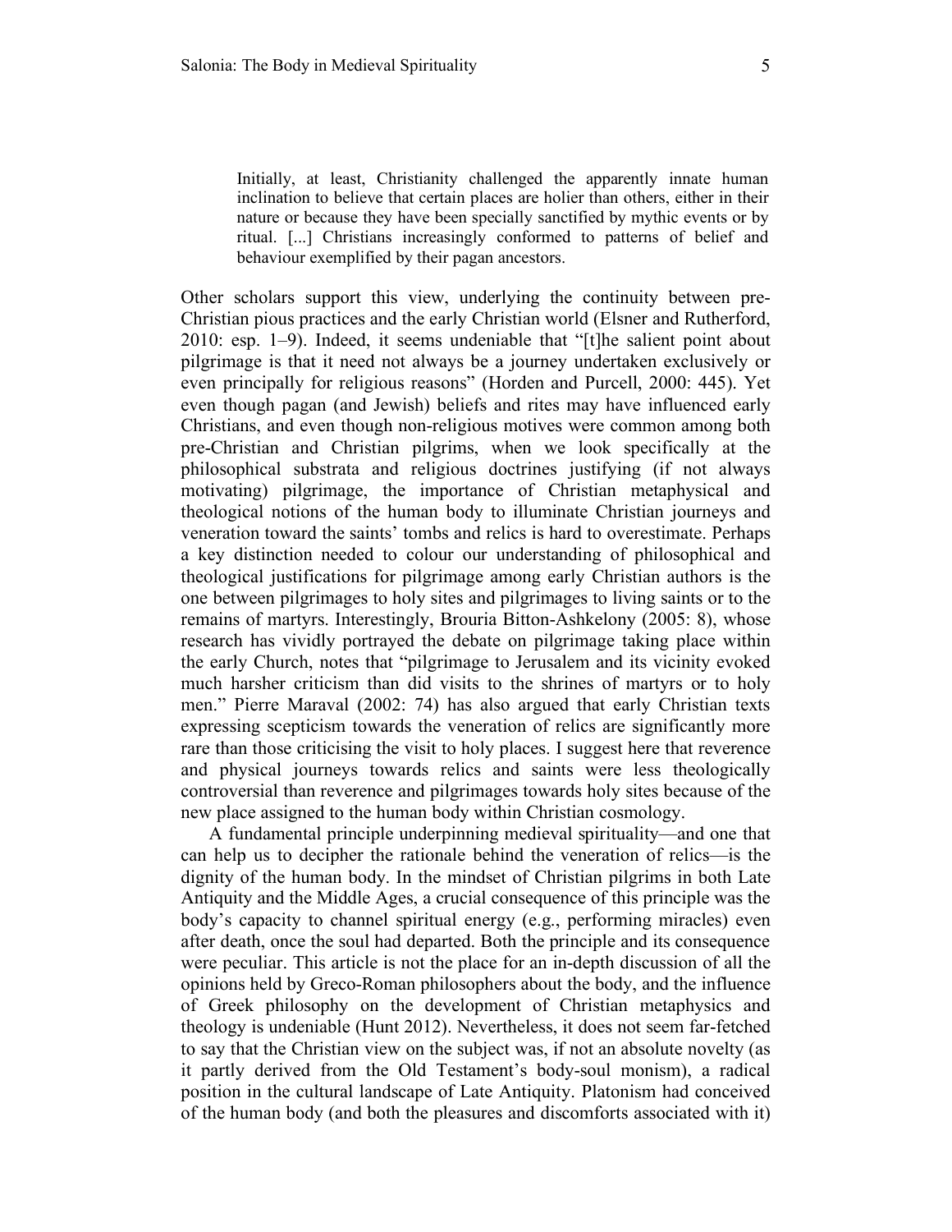> Initially, at least, Christianity challenged the apparently innate human inclination to believe that certain places are holier than others, either in their nature or because they have been specially sanctified by mythic events or by ritual. [...] Christians increasingly conformed to patterns of belief and behaviour exemplified by their pagan ancestors.

Other scholars support this view, underlying the continuity between pre-Christian pious practices and the early Christian world (Elsner and Rutherford, 2010: esp. 1–9). Indeed, it seems undeniable that "[t]he salient point about pilgrimage is that it need not always be a journey undertaken exclusively or even principally for religious reasons" (Horden and Purcell, 2000: 445). Yet even though pagan (and Jewish) beliefs and rites may have influenced early Christians, and even though non-religious motives were common among both pre-Christian and Christian pilgrims, when we look specifically at the philosophical substrata and religious doctrines justifying (if not always motivating) pilgrimage, the importance of Christian metaphysical and theological notions of the human body to illuminate Christian journeys and veneration toward the saints' tombs and relics is hard to overestimate. Perhaps a key distinction needed to colour our understanding of philosophical and theological justifications for pilgrimage among early Christian authors is the one between pilgrimages to holy sites and pilgrimages to living saints or to the remains of martyrs. Interestingly, Brouria Bitton-Ashkelony (2005: 8), whose research has vividly portrayed the debate on pilgrimage taking place within the early Church, notes that "pilgrimage to Jerusalem and its vicinity evoked much harsher criticism than did visits to the shrines of martyrs or to holy men." Pierre Maraval (2002: 74) has also argued that early Christian texts expressing scepticism towards the veneration of relics are significantly more rare than those criticising the visit to holy places. I suggest here that reverence and physical journeys towards relics and saints were less theologically controversial than reverence and pilgrimages towards holy sites because of the new place assigned to the human body within Christian cosmology.

A fundamental principle underpinning medieval spirituality—and one that can help us to decipher the rationale behind the veneration of relics—is the dignity of the human body. In the mindset of Christian pilgrims in both Late Antiquity and the Middle Ages, a crucial consequence of this principle was the body's capacity to channel spiritual energy (e.g., performing miracles) even after death, once the soul had departed. Both the principle and its consequence were peculiar. This article is not the place for an in-depth discussion of all the opinions held by Greco-Roman philosophers about the body, and the influence of Greek philosophy on the development of Christian metaphysics and theology is undeniable (Hunt 2012). Nevertheless, it does not seem far-fetched to say that the Christian view on the subject was, if not an absolute novelty (as it partly derived from the Old Testament's body-soul monism), a radical position in the cultural landscape of Late Antiquity. Platonism had conceived of the human body (and both the pleasures and discomforts associated with it)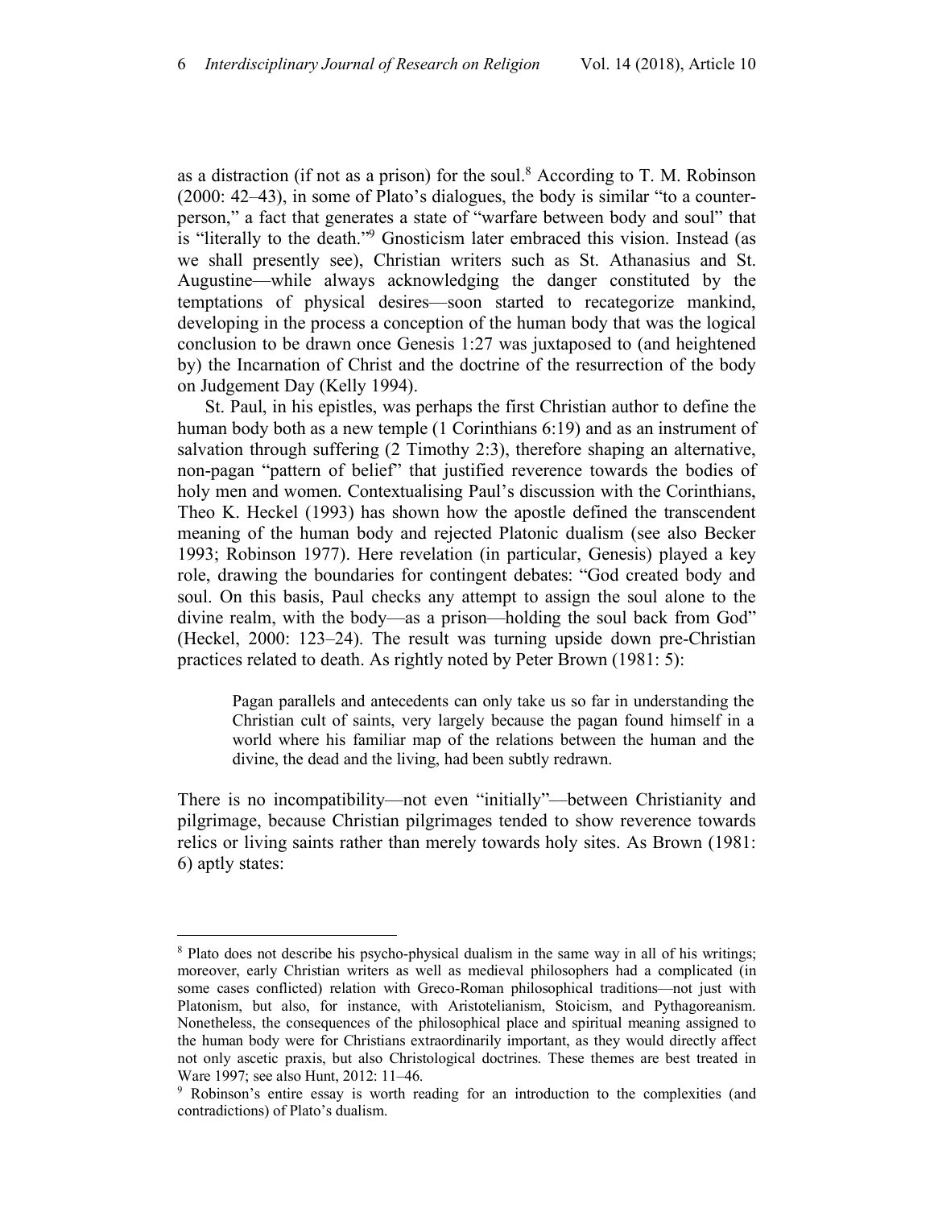as a distraction (if not as a prison) for the soul.[8] According to T. M. Robinson (2000: 42–43), in some of Plato's dialogues, the body is similar "to a counter-person," a fact that generates a state of "warfare between body and soul" that is "literally to the death."[9] Gnosticism later embraced this vision. Instead (as we shall presently see), Christian writers such as St. Athanasius and St. Augustine—while always acknowledging the danger constituted by the temptations of physical desires—soon started to recategorize mankind, developing in the process a conception of the human body that was the logical conclusion to be drawn once Genesis 1:27 was juxtaposed to (and heightened by) the Incarnation of Christ and the doctrine of the resurrection of the body on Judgement Day (Kelly 1994).

St. Paul, in his epistles, was perhaps the first Christian author to define the human body both as a new temple (1 Corinthians 6:19) and as an instrument of salvation through suffering (2 Timothy 2:3), therefore shaping an alternative, non-pagan "pattern of belief" that justified reverence towards the bodies of holy men and women. Contextualising Paul's discussion with the Corinthians, Theo K. Heckel (1993) has shown how the apostle defined the transcendent meaning of the human body and rejected Platonic dualism (see also Becker 1993; Robinson 1977). Here revelation (in particular, Genesis) played a key role, drawing the boundaries for contingent debates: "God created body and soul. On this basis, Paul checks any attempt to assign the soul alone to the divine realm, with the body—as a prison—holding the soul back from God" (Heckel, 2000: 123–24). The result was turning upside down pre-Christian practices related to death. As rightly noted by Peter Brown (1981: 5):

> Pagan parallels and antecedents can only take us so far in understanding the Christian cult of saints, very largely because the pagan found himself in a world where his familiar map of the relations between the human and the divine, the dead and the living, had been subtly redrawn.

There is no incompatibility—not even "initially"—between Christianity and pilgrimage, because Christian pilgrimages tended to show reverence towards relics or living saints rather than merely towards holy sites. As Brown (1981: 6) aptly states:

---

[8] Plato does not describe his psycho-physical dualism in the same way in all of his writings; moreover, early Christian writers as well as medieval philosophers had a complicated (in some cases conflicted) relation with Greco-Roman philosophical traditions—not just with Platonism, but also, for instance, with Aristotelianism, Stoicism, and Pythagoreanism. Nonetheless, the consequences of the philosophical place and spiritual meaning assigned to the human body were for Christians extraordinarily important, as they would directly affect not only ascetic praxis, but also Christological doctrines. These themes are best treated in Ware 1997; see also Hunt, 2012: 11–46.

[9] Robinson's entire essay is worth reading for an introduction to the complexities (and contradictions) of Plato's dualism.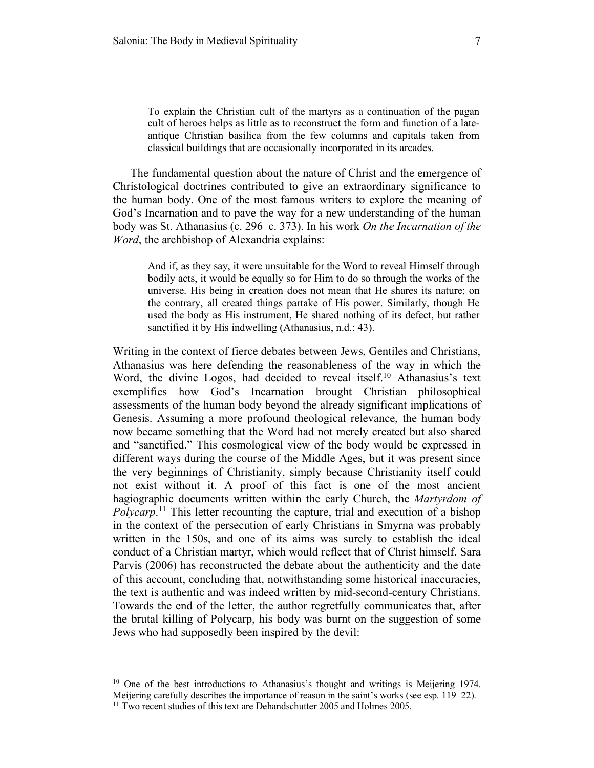> To explain the Christian cult of the martyrs as a continuation of the pagan cult of heroes helps as little as to reconstruct the form and function of a late-antique Christian basilica from the few columns and capitals taken from classical buildings that are occasionally incorporated in its arcades.

The fundamental question about the nature of Christ and the emergence of Christological doctrines contributed to give an extraordinary significance to the human body. One of the most famous writers to explore the meaning of God's Incarnation and to pave the way for a new understanding of the human body was St. Athanasius (c. 296–c. 373). In his work *On the Incarnation of the Word*, the archbishop of Alexandria explains:

> And if, as they say, it were unsuitable for the Word to reveal Himself through bodily acts, it would be equally so for Him to do so through the works of the universe. His being in creation does not mean that He shares its nature; on the contrary, all created things partake of His power. Similarly, though He used the body as His instrument, He shared nothing of its defect, but rather sanctified it by His indwelling (Athanasius, n.d.: 43).

Writing in the context of fierce debates between Jews, Gentiles and Christians, Athanasius was here defending the reasonableness of the way in which the Word, the divine Logos, had decided to reveal itself.[10] Athanasius's text exemplifies how God's Incarnation brought Christian philosophical assessments of the human body beyond the already significant implications of Genesis. Assuming a more profound theological relevance, the human body now became something that the Word had not merely created but also shared and "sanctified." This cosmological view of the body would be expressed in different ways during the course of the Middle Ages, but it was present since the very beginnings of Christianity, simply because Christianity itself could not exist without it. A proof of this fact is one of the most ancient hagiographic documents written within the early Church, the *Martyrdom of Polycarp*.[11] This letter recounting the capture, trial and execution of a bishop in the context of the persecution of early Christians in Smyrna was probably written in the 150s, and one of its aims was surely to establish the ideal conduct of a Christian martyr, which would reflect that of Christ himself. Sara Parvis (2006) has reconstructed the debate about the authenticity and the date of this account, concluding that, notwithstanding some historical inaccuracies, the text is authentic and was indeed written by mid-second-century Christians. Towards the end of the letter, the author regretfully communicates that, after the brutal killing of Polycarp, his body was burnt on the suggestion of some Jews who had supposedly been inspired by the devil:

---

[10] One of the best introductions to Athanasius's thought and writings is Meijering 1974. Meijering carefully describes the importance of reason in the saint's works (see esp. 119–22).

[11] Two recent studies of this text are Dehandschutter 2005 and Holmes 2005.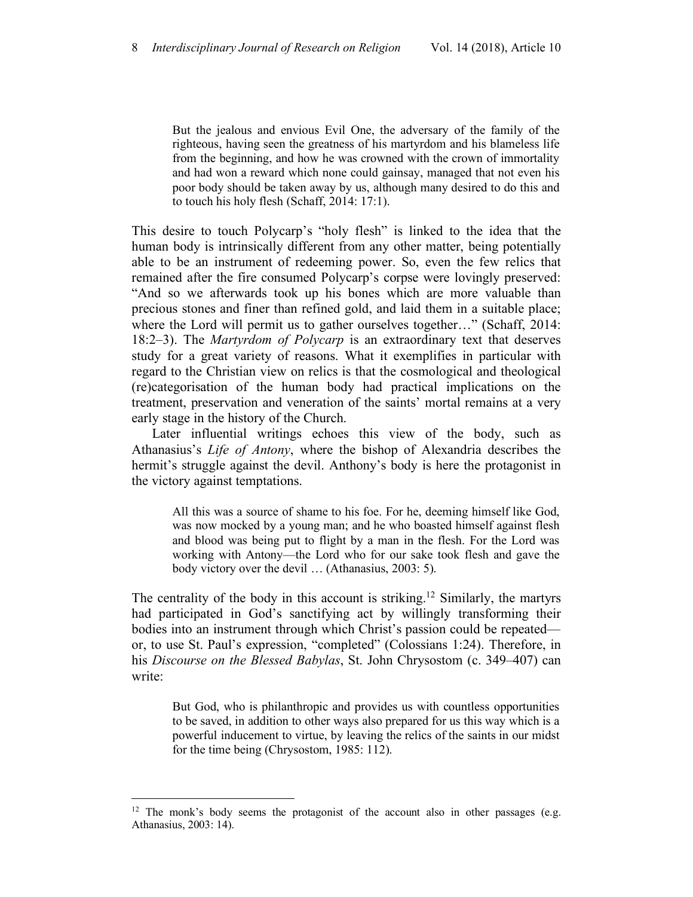> But the jealous and envious Evil One, the adversary of the family of the righteous, having seen the greatness of his martyrdom and his blameless life from the beginning, and how he was crowned with the crown of immortality and had won a reward which none could gainsay, managed that not even his poor body should be taken away by us, although many desired to do this and to touch his holy flesh (Schaff, 2014: 17:1).

This desire to touch Polycarp's "holy flesh" is linked to the idea that the human body is intrinsically different from any other matter, being potentially able to be an instrument of redeeming power. So, even the few relics that remained after the fire consumed Polycarp's corpse were lovingly preserved: "And so we afterwards took up his bones which are more valuable than precious stones and finer than refined gold, and laid them in a suitable place; where the Lord will permit us to gather ourselves together…" (Schaff, 2014: 18:2–3). The *Martyrdom of Polycarp* is an extraordinary text that deserves study for a great variety of reasons. What it exemplifies in particular with regard to the Christian view on relics is that the cosmological and theological (re)categorisation of the human body had practical implications on the treatment, preservation and veneration of the saints' mortal remains at a very early stage in the history of the Church.

Later influential writings echoes this view of the body, such as Athanasius's *Life of Antony*, where the bishop of Alexandria describes the hermit's struggle against the devil. Anthony's body is here the protagonist in the victory against temptations.

> All this was a source of shame to his foe. For he, deeming himself like God, was now mocked by a young man; and he who boasted himself against flesh and blood was being put to flight by a man in the flesh. For the Lord was working with Antony—the Lord who for our sake took flesh and gave the body victory over the devil … (Athanasius, 2003: 5).

The centrality of the body in this account is striking.[12] Similarly, the martyrs had participated in God's sanctifying act by willingly transforming their bodies into an instrument through which Christ's passion could be repeated—or, to use St. Paul's expression, "completed" (Colossians 1:24). Therefore, in his *Discourse on the Blessed Babylas*, St. John Chrysostom (c. 349–407) can write:

> But God, who is philanthropic and provides us with countless opportunities to be saved, in addition to other ways also prepared for us this way which is a powerful inducement to virtue, by leaving the relics of the saints in our midst for the time being (Chrysostom, 1985: 112).

---

[12] The monk's body seems the protagonist of the account also in other passages (e.g. Athanasius, 2003: 14).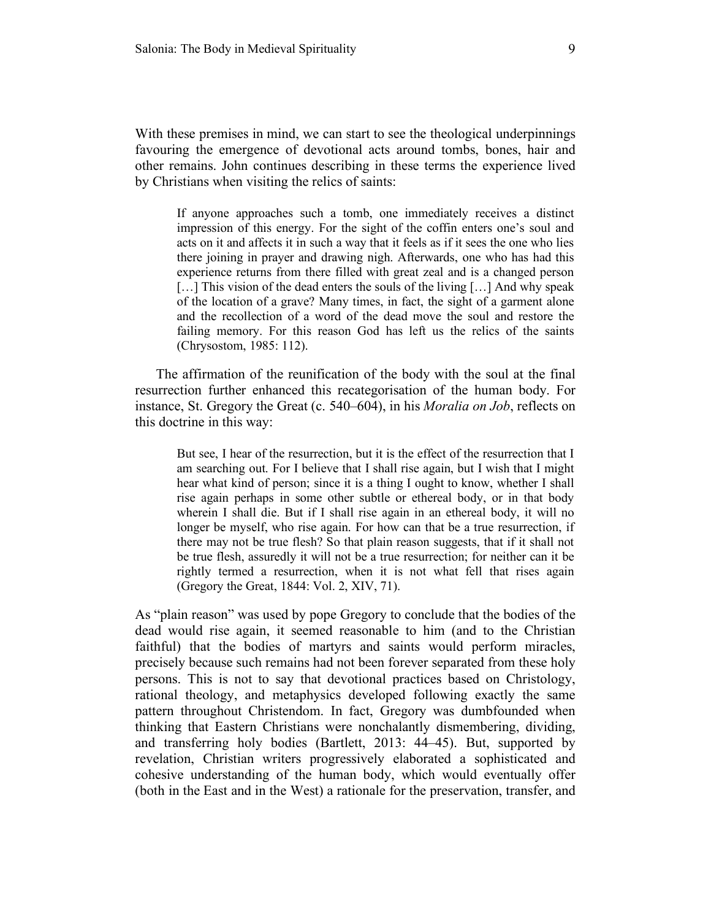With these premises in mind, we can start to see the theological underpinnings favouring the emergence of devotional acts around tombs, bones, hair and other remains. John continues describing in these terms the experience lived by Christians when visiting the relics of saints:

> If anyone approaches such a tomb, one immediately receives a distinct impression of this energy. For the sight of the coffin enters one's soul and acts on it and affects it in such a way that it feels as if it sees the one who lies there joining in prayer and drawing nigh. Afterwards, one who has had this experience returns from there filled with great zeal and is a changed person […] This vision of the dead enters the souls of the living […] And why speak of the location of a grave? Many times, in fact, the sight of a garment alone and the recollection of a word of the dead move the soul and restore the failing memory. For this reason God has left us the relics of the saints (Chrysostom, 1985: 112).

The affirmation of the reunification of the body with the soul at the final resurrection further enhanced this recategorisation of the human body. For instance, St. Gregory the Great (c. 540–604), in his *Moralia on Job*, reflects on this doctrine in this way:

> But see, I hear of the resurrection, but it is the effect of the resurrection that I am searching out. For I believe that I shall rise again, but I wish that I might hear what kind of person; since it is a thing I ought to know, whether I shall rise again perhaps in some other subtle or ethereal body, or in that body wherein I shall die. But if I shall rise again in an ethereal body, it will no longer be myself, who rise again. For how can that be a true resurrection, if there may not be true flesh? So that plain reason suggests, that if it shall not be true flesh, assuredly it will not be a true resurrection; for neither can it be rightly termed a resurrection, when it is not what fell that rises again (Gregory the Great, 1844: Vol. 2, XIV, 71).

As "plain reason" was used by pope Gregory to conclude that the bodies of the dead would rise again, it seemed reasonable to him (and to the Christian faithful) that the bodies of martyrs and saints would perform miracles, precisely because such remains had not been forever separated from these holy persons. This is not to say that devotional practices based on Christology, rational theology, and metaphysics developed following exactly the same pattern throughout Christendom. In fact, Gregory was dumbfounded when thinking that Eastern Christians were nonchalantly dismembering, dividing, and transferring holy bodies (Bartlett, 2013: 44–45). But, supported by revelation, Christian writers progressively elaborated a sophisticated and cohesive understanding of the human body, which would eventually offer (both in the East and in the West) a rationale for the preservation, transfer, and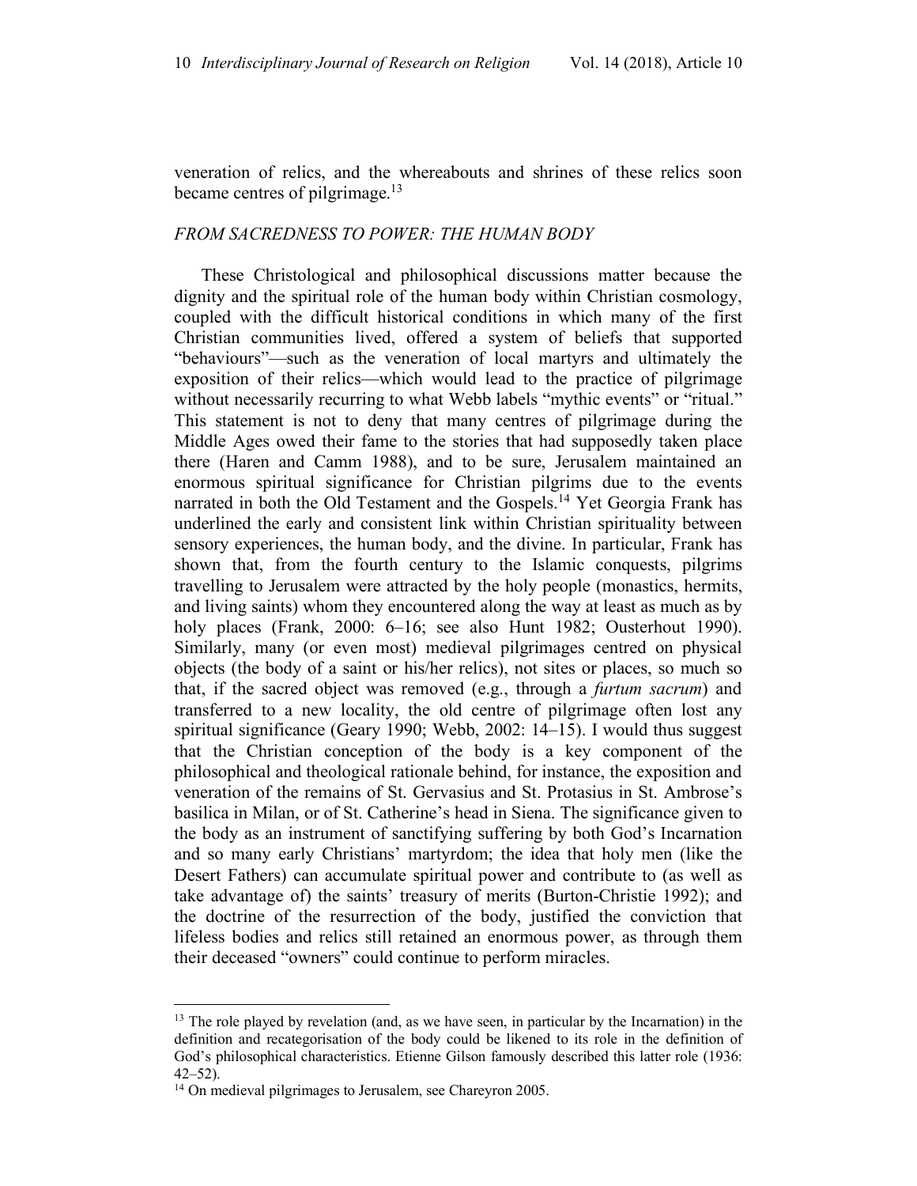veneration of relics, and the whereabouts and shrines of these relics soon became centres of pilgrimage.[13]

### *FROM SACREDNESS TO POWER: THE HUMAN BODY*

These Christological and philosophical discussions matter because the dignity and the spiritual role of the human body within Christian cosmology, coupled with the difficult historical conditions in which many of the first Christian communities lived, offered a system of beliefs that supported "behaviours"—such as the veneration of local martyrs and ultimately the exposition of their relics—which would lead to the practice of pilgrimage without necessarily recurring to what Webb labels "mythic events" or "ritual." This statement is not to deny that many centres of pilgrimage during the Middle Ages owed their fame to the stories that had supposedly taken place there (Haren and Camm 1988), and to be sure, Jerusalem maintained an enormous spiritual significance for Christian pilgrims due to the events narrated in both the Old Testament and the Gospels.[14] Yet Georgia Frank has underlined the early and consistent link within Christian spirituality between sensory experiences, the human body, and the divine. In particular, Frank has shown that, from the fourth century to the Islamic conquests, pilgrims travelling to Jerusalem were attracted by the holy people (monastics, hermits, and living saints) whom they encountered along the way at least as much as by holy places (Frank, 2000: 6–16; see also Hunt 1982; Ousterhout 1990). Similarly, many (or even most) medieval pilgrimages centred on physical objects (the body of a saint or his/her relics), not sites or places, so much so that, if the sacred object was removed (e.g., through a *furtum sacrum*) and transferred to a new locality, the old centre of pilgrimage often lost any spiritual significance (Geary 1990; Webb, 2002: 14–15). I would thus suggest that the Christian conception of the body is a key component of the philosophical and theological rationale behind, for instance, the exposition and veneration of the remains of St. Gervasius and St. Protasius in St. Ambrose's basilica in Milan, or of St. Catherine's head in Siena. The significance given to the body as an instrument of sanctifying suffering by both God's Incarnation and so many early Christians' martyrdom; the idea that holy men (like the Desert Fathers) can accumulate spiritual power and contribute to (as well as take advantage of) the saints' treasury of merits (Burton-Christie 1992); and the doctrine of the resurrection of the body, justified the conviction that lifeless bodies and relics still retained an enormous power, as through them their deceased "owners" could continue to perform miracles.

---

[13] The role played by revelation (and, as we have seen, in particular by the Incarnation) in the definition and recategorisation of the body could be likened to its role in the definition of God's philosophical characteristics. Etienne Gilson famously described this latter role (1936: 42–52).

[14] On medieval pilgrimages to Jerusalem, see Chareyron 2005.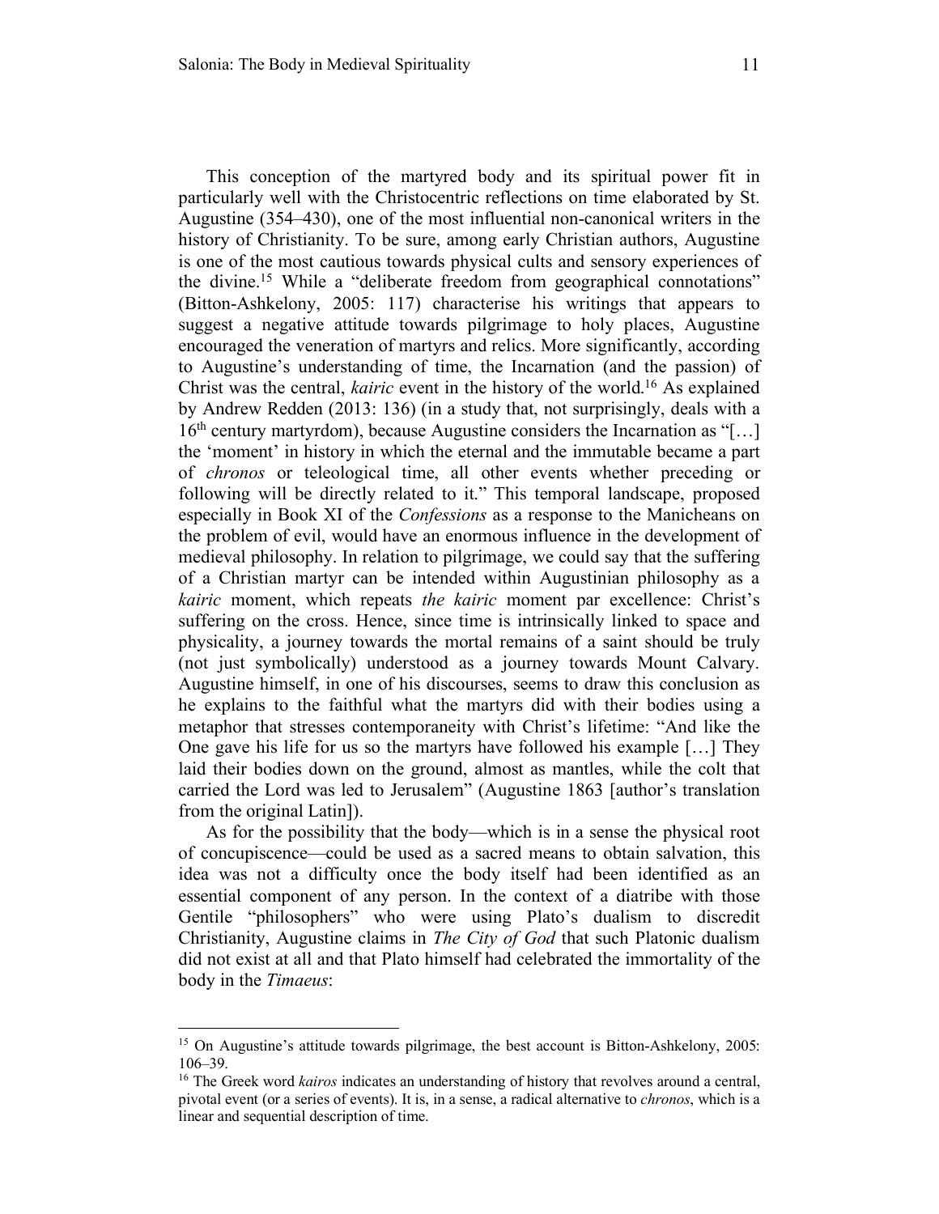This conception of the martyred body and its spiritual power fit in particularly well with the Christocentric reflections on time elaborated by St. Augustine (354–430), one of the most influential non-canonical writers in the history of Christianity. To be sure, among early Christian authors, Augustine is one of the most cautious towards physical cults and sensory experiences of the divine.[15] While a "deliberate freedom from geographical connotations" (Bitton-Ashkelony, 2005: 117) characterise his writings that appears to suggest a negative attitude towards pilgrimage to holy places, Augustine encouraged the veneration of martyrs and relics. More significantly, according to Augustine's understanding of time, the Incarnation (and the passion) of Christ was the central, *kairic* event in the history of the world.[16] As explained by Andrew Redden (2013: 136) (in a study that, not surprisingly, deals with a 16th century martyrdom), because Augustine considers the Incarnation as "[…] the 'moment' in history in which the eternal and the immutable became a part of *chronos* or teleological time, all other events whether preceding or following will be directly related to it." This temporal landscape, proposed especially in Book XI of the *Confessions* as a response to the Manicheans on the problem of evil, would have an enormous influence in the development of medieval philosophy. In relation to pilgrimage, we could say that the suffering of a Christian martyr can be intended within Augustinian philosophy as a *kairic* moment, which repeats *the kairic* moment par excellence: Christ's suffering on the cross. Hence, since time is intrinsically linked to space and physicality, a journey towards the mortal remains of a saint should be truly (not just symbolically) understood as a journey towards Mount Calvary. Augustine himself, in one of his discourses, seems to draw this conclusion as he explains to the faithful what the martyrs did with their bodies using a metaphor that stresses contemporaneity with Christ's lifetime: "And like the One gave his life for us so the martyrs have followed his example […] They laid their bodies down on the ground, almost as mantles, while the colt that carried the Lord was led to Jerusalem" (Augustine 1863 [author's translation from the original Latin]).

As for the possibility that the body—which is in a sense the physical root of concupiscence—could be used as a sacred means to obtain salvation, this idea was not a difficulty once the body itself had been identified as an essential component of any person. In the context of a diatribe with those Gentile "philosophers" who were using Plato's dualism to discredit Christianity, Augustine claims in *The City of God* that such Platonic dualism did not exist at all and that Plato himself had celebrated the immortality of the body in the *Timaeus*:

---

[15] On Augustine's attitude towards pilgrimage, the best account is Bitton-Ashkelony, 2005: 106–39.

[16] The Greek word *kairos* indicates an understanding of history that revolves around a central, pivotal event (or a series of events). It is, in a sense, a radical alternative to *chronos*, which is a linear and sequential description of time.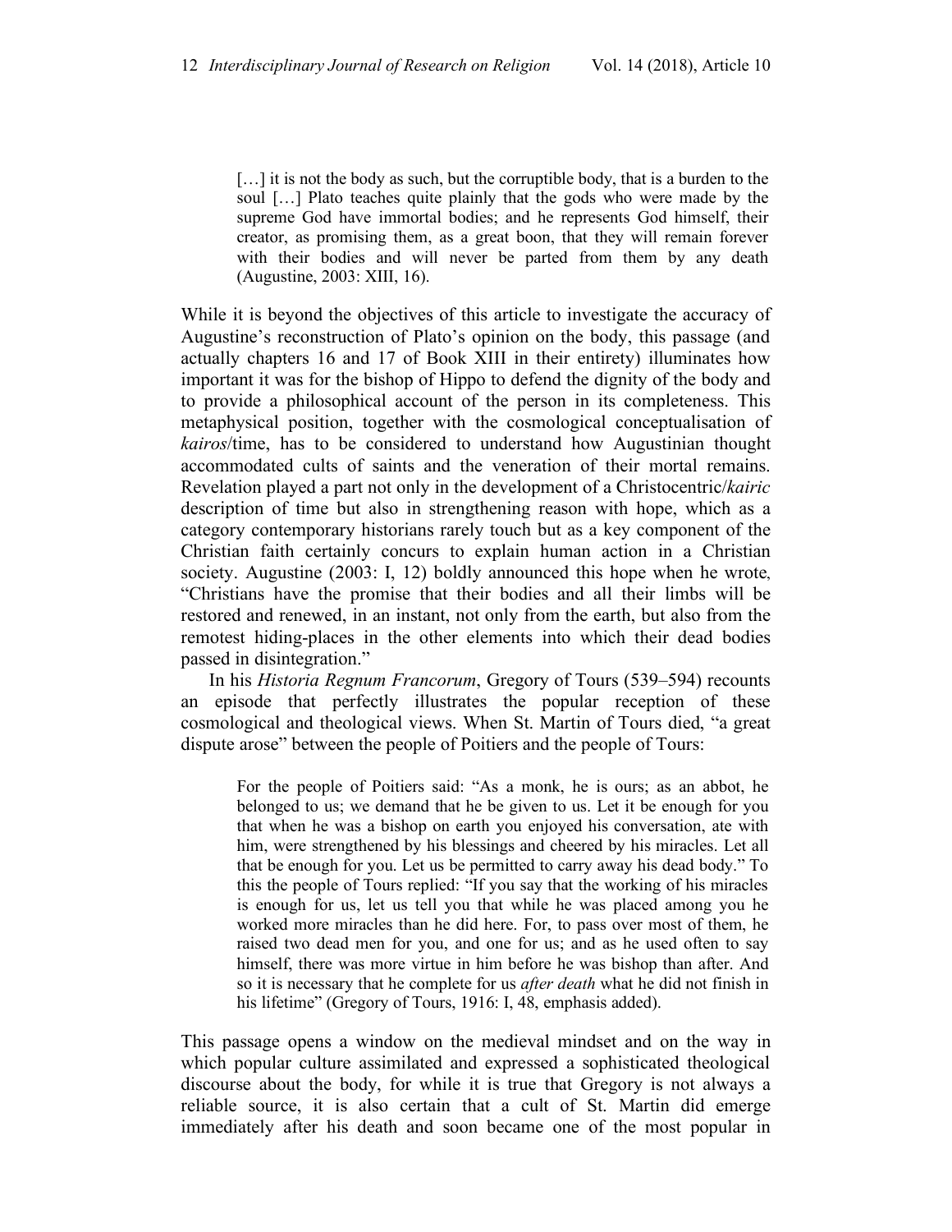> […] it is not the body as such, but the corruptible body, that is a burden to the soul […] Plato teaches quite plainly that the gods who were made by the supreme God have immortal bodies; and he represents God himself, their creator, as promising them, as a great boon, that they will remain forever with their bodies and will never be parted from them by any death (Augustine, 2003: XIII, 16).

While it is beyond the objectives of this article to investigate the accuracy of Augustine's reconstruction of Plato's opinion on the body, this passage (and actually chapters 16 and 17 of Book XIII in their entirety) illuminates how important it was for the bishop of Hippo to defend the dignity of the body and to provide a philosophical account of the person in its completeness. This metaphysical position, together with the cosmological conceptualisation of *kairos*/time, has to be considered to understand how Augustinian thought accommodated cults of saints and the veneration of their mortal remains. Revelation played a part not only in the development of a Christocentric/*kairic* description of time but also in strengthening reason with hope, which as a category contemporary historians rarely touch but as a key component of the Christian faith certainly concurs to explain human action in a Christian society. Augustine (2003: I, 12) boldly announced this hope when he wrote, "Christians have the promise that their bodies and all their limbs will be restored and renewed, in an instant, not only from the earth, but also from the remotest hiding-places in the other elements into which their dead bodies passed in disintegration."

In his *Historia Regnum Francorum*, Gregory of Tours (539–594) recounts an episode that perfectly illustrates the popular reception of these cosmological and theological views. When St. Martin of Tours died, "a great dispute arose" between the people of Poitiers and the people of Tours:

> For the people of Poitiers said: "As a monk, he is ours; as an abbot, he belonged to us; we demand that he be given to us. Let it be enough for you that when he was a bishop on earth you enjoyed his conversation, ate with him, were strengthened by his blessings and cheered by his miracles. Let all that be enough for you. Let us be permitted to carry away his dead body." To this the people of Tours replied: "If you say that the working of his miracles is enough for us, let us tell you that while he was placed among you he worked more miracles than he did here. For, to pass over most of them, he raised two dead men for you, and one for us; and as he used often to say himself, there was more virtue in him before he was bishop than after. And so it is necessary that he complete for us *after death* what he did not finish in his lifetime" (Gregory of Tours, 1916: I, 48, emphasis added).

This passage opens a window on the medieval mindset and on the way in which popular culture assimilated and expressed a sophisticated theological discourse about the body, for while it is true that Gregory is not always a reliable source, it is also certain that a cult of St. Martin did emerge immediately after his death and soon became one of the most popular in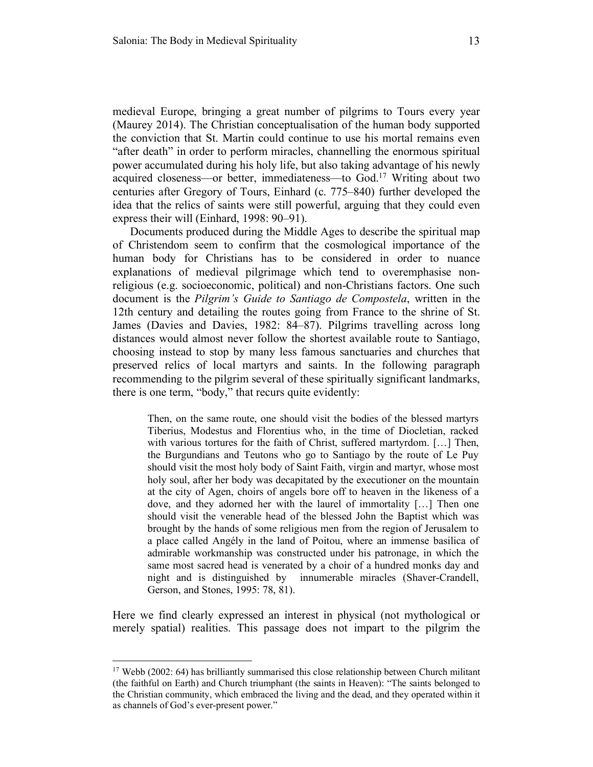medieval Europe, bringing a great number of pilgrims to Tours every year (Maurey 2014). The Christian conceptualisation of the human body supported the conviction that St. Martin could continue to use his mortal remains even "after death" in order to perform miracles, channelling the enormous spiritual power accumulated during his holy life, but also taking advantage of his newly acquired closeness—or better, immediateness—to God.[17] Writing about two centuries after Gregory of Tours, Einhard (c. 775–840) further developed the idea that the relics of saints were still powerful, arguing that they could even express their will (Einhard, 1998: 90–91).

Documents produced during the Middle Ages to describe the spiritual map of Christendom seem to confirm that the cosmological importance of the human body for Christians has to be considered in order to nuance explanations of medieval pilgrimage which tend to overemphasise non-religious (e.g. socioeconomic, political) and non-Christians factors. One such document is the *Pilgrim's Guide to Santiago de Compostela*, written in the 12th century and detailing the routes going from France to the shrine of St. James (Davies and Davies, 1982: 84–87). Pilgrims travelling across long distances would almost never follow the shortest available route to Santiago, choosing instead to stop by many less famous sanctuaries and churches that preserved relics of local martyrs and saints. In the following paragraph recommending to the pilgrim several of these spiritually significant landmarks, there is one term, "body," that recurs quite evidently:

> Then, on the same route, one should visit the bodies of the blessed martyrs Tiberius, Modestus and Florentius who, in the time of Diocletian, racked with various tortures for the faith of Christ, suffered martyrdom. […] Then, the Burgundians and Teutons who go to Santiago by the route of Le Puy should visit the most holy body of Saint Faith, virgin and martyr, whose most holy soul, after her body was decapitated by the executioner on the mountain at the city of Agen, choirs of angels bore off to heaven in the likeness of a dove, and they adorned her with the laurel of immortality […] Then one should visit the venerable head of the blessed John the Baptist which was brought by the hands of some religious men from the region of Jerusalem to a place called Angély in the land of Poitou, where an immense basilica of admirable workmanship was constructed under his patronage, in which the same most sacred head is venerated by a choir of a hundred monks day and night and is distinguished by innumerable miracles (Shaver-Crandell, Gerson, and Stones, 1995: 78, 81).

Here we find clearly expressed an interest in physical (not mythological or merely spatial) realities. This passage does not impart to the pilgrim the

[17] Webb (2002: 64) has brilliantly summarised this close relationship between Church militant (the faithful on Earth) and Church triumphant (the saints in Heaven): "The saints belonged to the Christian community, which embraced the living and the dead, and they operated within it as channels of God's ever-present power."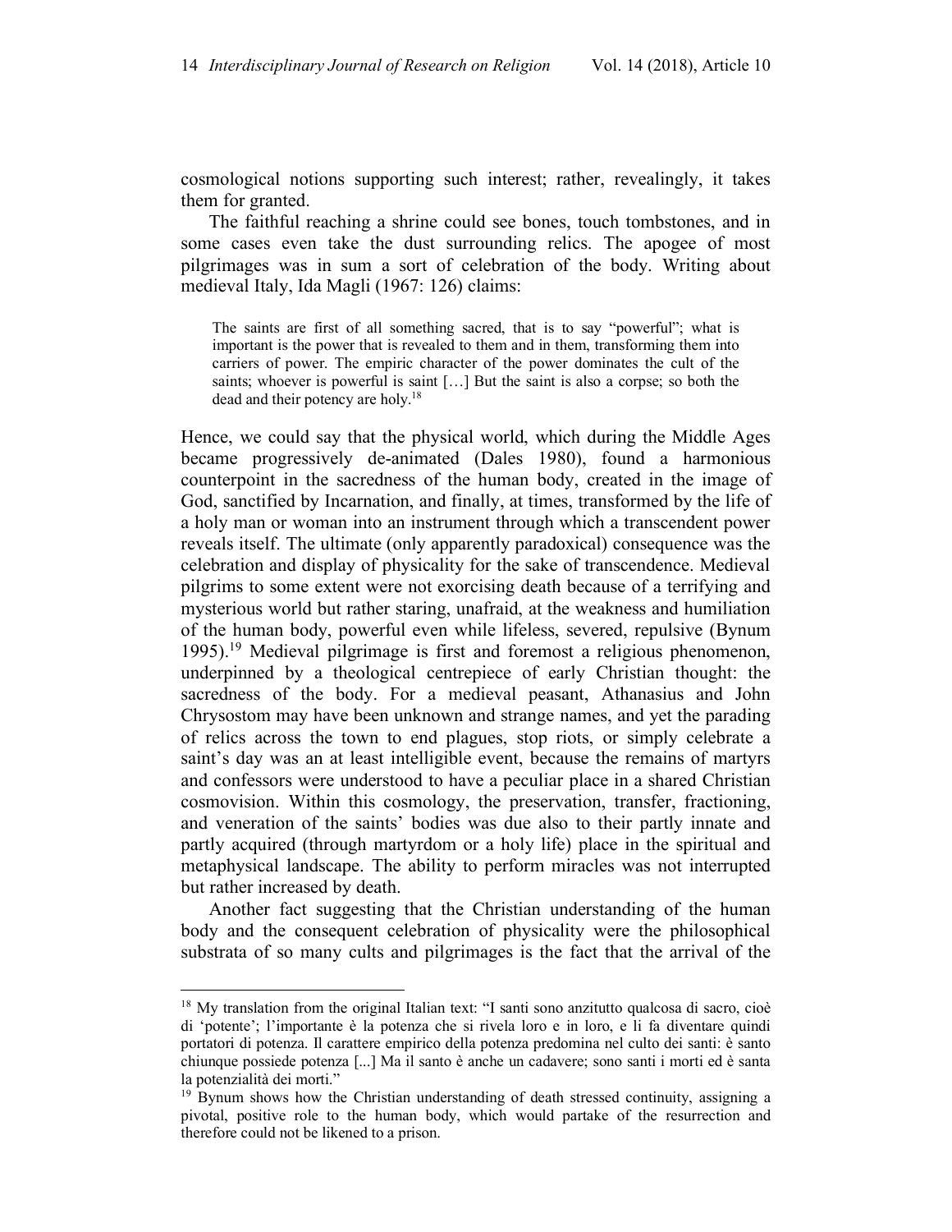cosmological notions supporting such interest; rather, revealingly, it takes them for granted.

The faithful reaching a shrine could see bones, touch tombstones, and in some cases even take the dust surrounding relics. The apogee of most pilgrimages was in sum a sort of celebration of the body. Writing about medieval Italy, Ida Magli (1967: 126) claims:

> The saints are first of all something sacred, that is to say "powerful"; what is important is the power that is revealed to them and in them, transforming them into carriers of power. The empiric character of the power dominates the cult of the saints; whoever is powerful is saint […] But the saint is also a corpse; so both the dead and their potency are holy.[18]

Hence, we could say that the physical world, which during the Middle Ages became progressively de-animated (Dales 1980), found a harmonious counterpoint in the sacredness of the human body, created in the image of God, sanctified by Incarnation, and finally, at times, transformed by the life of a holy man or woman into an instrument through which a transcendent power reveals itself. The ultimate (only apparently paradoxical) consequence was the celebration and display of physicality for the sake of transcendence. Medieval pilgrims to some extent were not exorcising death because of a terrifying and mysterious world but rather staring, unafraid, at the weakness and humiliation of the human body, powerful even while lifeless, severed, repulsive (Bynum 1995).[19] Medieval pilgrimage is first and foremost a religious phenomenon, underpinned by a theological centrepiece of early Christian thought: the sacredness of the body. For a medieval peasant, Athanasius and John Chrysostom may have been unknown and strange names, and yet the parading of relics across the town to end plagues, stop riots, or simply celebrate a saint's day was an at least intelligible event, because the remains of martyrs and confessors were understood to have a peculiar place in a shared Christian cosmovision. Within this cosmology, the preservation, transfer, fractioning, and veneration of the saints' bodies was due also to their partly innate and partly acquired (through martyrdom or a holy life) place in the spiritual and metaphysical landscape. The ability to perform miracles was not interrupted but rather increased by death.

Another fact suggesting that the Christian understanding of the human body and the consequent celebration of physicality were the philosophical substrata of so many cults and pilgrimages is the fact that the arrival of the

---

[18] My translation from the original Italian text: "I santi sono anzitutto qualcosa di sacro, cioè di 'potente'; l'importante è la potenza che si rivela loro e in loro, e li fa diventare quindi portatori di potenza. Il carattere empirico della potenza predomina nel culto dei santi: è santo chiunque possiede potenza [...] Ma il santo è anche un cadavere; sono santi i morti ed è santa la potenzialità dei morti."

[19] Bynum shows how the Christian understanding of death stressed continuity, assigning a pivotal, positive role to the human body, which would partake of the resurrection and therefore could not be likened to a prison.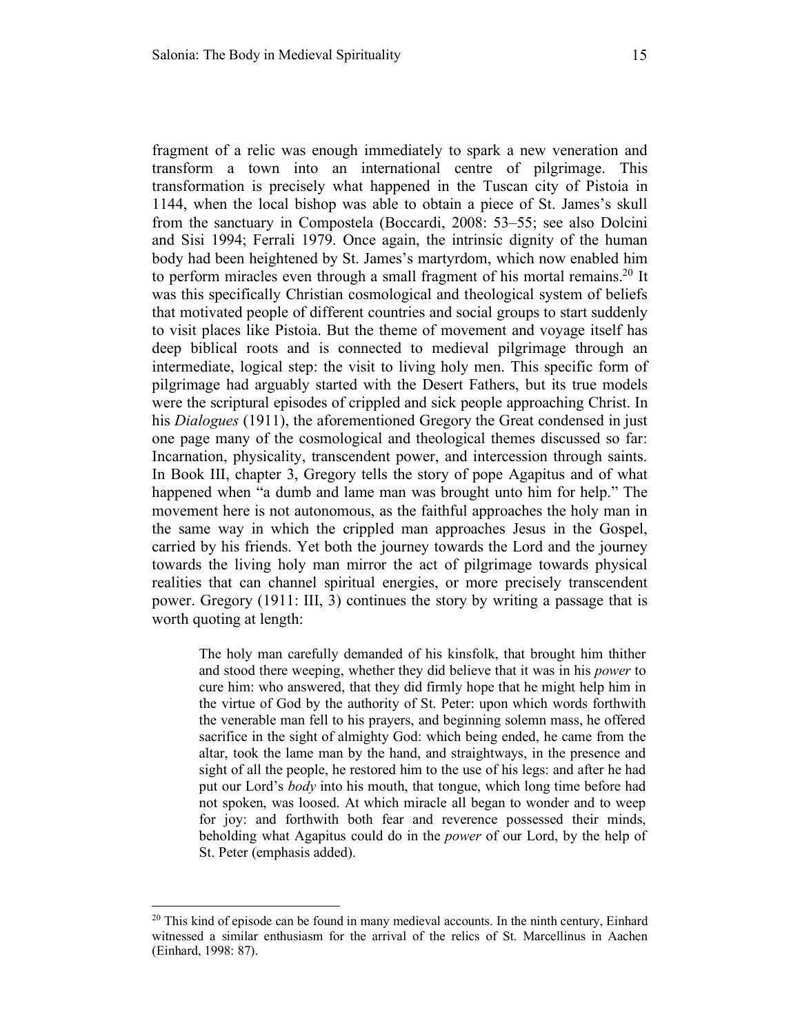fragment of a relic was enough immediately to spark a new veneration and transform a town into an international centre of pilgrimage. This transformation is precisely what happened in the Tuscan city of Pistoia in 1144, when the local bishop was able to obtain a piece of St. James's skull from the sanctuary in Compostela (Boccardi, 2008: 53–55; see also Dolcini and Sisi 1994; Ferrali 1979. Once again, the intrinsic dignity of the human body had been heightened by St. James's martyrdom, which now enabled him to perform miracles even through a small fragment of his mortal remains.[20] It was this specifically Christian cosmological and theological system of beliefs that motivated people of different countries and social groups to start suddenly to visit places like Pistoia. But the theme of movement and voyage itself has deep biblical roots and is connected to medieval pilgrimage through an intermediate, logical step: the visit to living holy men. This specific form of pilgrimage had arguably started with the Desert Fathers, but its true models were the scriptural episodes of crippled and sick people approaching Christ. In his *Dialogues* (1911), the aforementioned Gregory the Great condensed in just one page many of the cosmological and theological themes discussed so far: Incarnation, physicality, transcendent power, and intercession through saints. In Book III, chapter 3, Gregory tells the story of pope Agapitus and of what happened when "a dumb and lame man was brought unto him for help." The movement here is not autonomous, as the faithful approaches the holy man in the same way in which the crippled man approaches Jesus in the Gospel, carried by his friends. Yet both the journey towards the Lord and the journey towards the living holy man mirror the act of pilgrimage towards physical realities that can channel spiritual energies, or more precisely transcendent power. Gregory (1911: III, 3) continues the story by writing a passage that is worth quoting at length:

> The holy man carefully demanded of his kinsfolk, that brought him thither and stood there weeping, whether they did believe that it was in his *power* to cure him: who answered, that they did firmly hope that he might help him in the virtue of God by the authority of St. Peter: upon which words forthwith the venerable man fell to his prayers, and beginning solemn mass, he offered sacrifice in the sight of almighty God: which being ended, he came from the altar, took the lame man by the hand, and straightways, in the presence and sight of all the people, he restored him to the use of his legs: and after he had put our Lord's *body* into his mouth, that tongue, which long time before had not spoken, was loosed. At which miracle all began to wonder and to weep for joy: and forthwith both fear and reverence possessed their minds, beholding what Agapitus could do in the *power* of our Lord, by the help of St. Peter (emphasis added).

[20] This kind of episode can be found in many medieval accounts. In the ninth century, Einhard witnessed a similar enthusiasm for the arrival of the relics of St. Marcellinus in Aachen (Einhard, 1998: 87).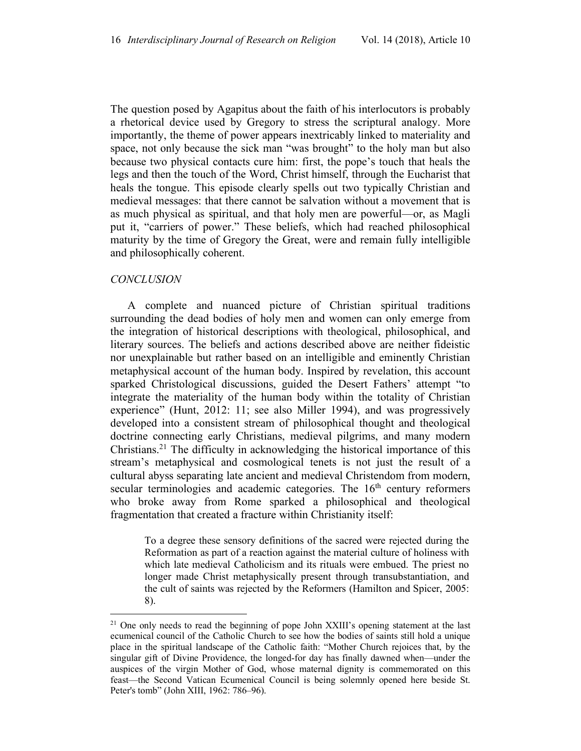The question posed by Agapitus about the faith of his interlocutors is probably a rhetorical device used by Gregory to stress the scriptural analogy. More importantly, the theme of power appears inextricably linked to materiality and space, not only because the sick man "was brought" to the holy man but also because two physical contacts cure him: first, the pope's touch that heals the legs and then the touch of the Word, Christ himself, through the Eucharist that heals the tongue. This episode clearly spells out two typically Christian and medieval messages: that there cannot be salvation without a movement that is as much physical as spiritual, and that holy men are powerful—or, as Magli put it, "carriers of power." These beliefs, which had reached philosophical maturity by the time of Gregory the Great, were and remain fully intelligible and philosophically coherent.

## *CONCLUSION*

A complete and nuanced picture of Christian spiritual traditions surrounding the dead bodies of holy men and women can only emerge from the integration of historical descriptions with theological, philosophical, and literary sources. The beliefs and actions described above are neither fideistic nor unexplainable but rather based on an intelligible and eminently Christian metaphysical account of the human body. Inspired by revelation, this account sparked Christological discussions, guided the Desert Fathers' attempt "to integrate the materiality of the human body within the totality of Christian experience" (Hunt, 2012: 11; see also Miller 1994), and was progressively developed into a consistent stream of philosophical thought and theological doctrine connecting early Christians, medieval pilgrims, and many modern Christians.[21] The difficulty in acknowledging the historical importance of this stream's metaphysical and cosmological tenets is not just the result of a cultural abyss separating late ancient and medieval Christendom from modern, secular terminologies and academic categories. The 16th century reformers who broke away from Rome sparked a philosophical and theological fragmentation that created a fracture within Christianity itself:

> To a degree these sensory definitions of the sacred were rejected during the Reformation as part of a reaction against the material culture of holiness with which late medieval Catholicism and its rituals were embued. The priest no longer made Christ metaphysically present through transubstantiation, and the cult of saints was rejected by the Reformers (Hamilton and Spicer, 2005: 8).

---

[21] One only needs to read the beginning of pope John XXIII's opening statement at the last ecumenical council of the Catholic Church to see how the bodies of saints still hold a unique place in the spiritual landscape of the Catholic faith: "Mother Church rejoices that, by the singular gift of Divine Providence, the longed-for day has finally dawned when—under the auspices of the virgin Mother of God, whose maternal dignity is commemorated on this feast—the Second Vatican Ecumenical Council is being solemnly opened here beside St. Peter's tomb" (John XIII, 1962: 786–96).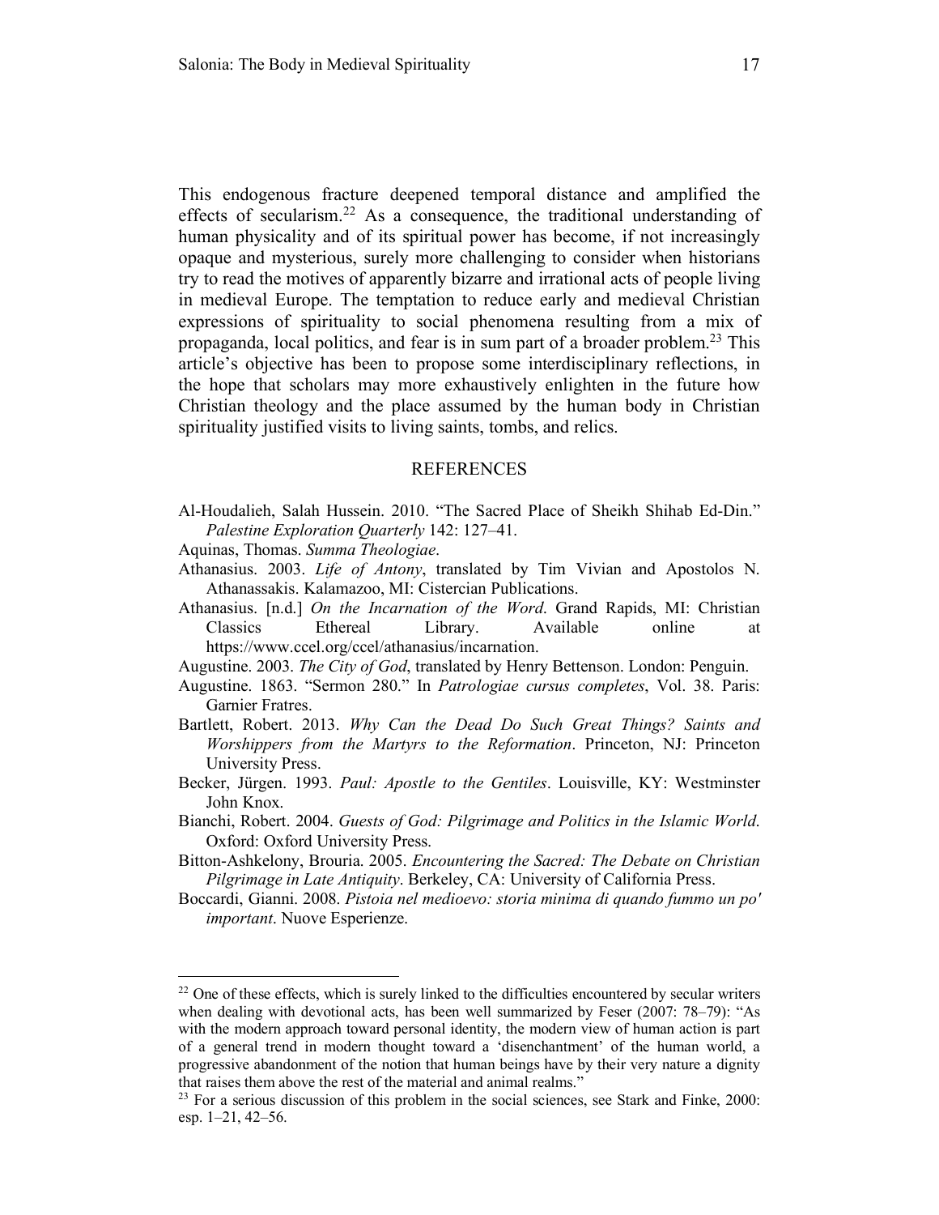This endogenous fracture deepened temporal distance and amplified the effects of secularism.[22] As a consequence, the traditional understanding of human physicality and of its spiritual power has become, if not increasingly opaque and mysterious, surely more challenging to consider when historians try to read the motives of apparently bizarre and irrational acts of people living in medieval Europe. The temptation to reduce early and medieval Christian expressions of spirituality to social phenomena resulting from a mix of propaganda, local politics, and fear is in sum part of a broader problem.[23] This article's objective has been to propose some interdisciplinary reflections, in the hope that scholars may more exhaustively enlighten in the future how Christian theology and the place assumed by the human body in Christian spirituality justified visits to living saints, tombs, and relics.

## REFERENCES

Al-Houdalieh, Salah Hussein. 2010. "The Sacred Place of Sheikh Shihab Ed-Din." *Palestine Exploration Quarterly* 142: 127–41.

Aquinas, Thomas. *Summa Theologiae*.

Athanasius. 2003. *Life of Antony*, translated by Tim Vivian and Apostolos N. Athanassakis. Kalamazoo, MI: Cistercian Publications.

Athanasius. [n.d.] *On the Incarnation of the Word*. Grand Rapids, MI: Christian Classics Ethereal Library. Available online at https://www.ccel.org/ccel/athanasius/incarnation.

Augustine. 2003. *The City of God*, translated by Henry Bettenson. London: Penguin.

Augustine. 1863. "Sermon 280." In *Patrologiae cursus completes*, Vol. 38. Paris: Garnier Fratres.

Bartlett, Robert. 2013. *Why Can the Dead Do Such Great Things? Saints and Worshippers from the Martyrs to the Reformation*. Princeton, NJ: Princeton University Press.

Becker, Jürgen. 1993. *Paul: Apostle to the Gentiles*. Louisville, KY: Westminster John Knox.

Bianchi, Robert. 2004. *Guests of God: Pilgrimage and Politics in the Islamic World*. Oxford: Oxford University Press.

Bitton-Ashkelony, Brouria. 2005. *Encountering the Sacred: The Debate on Christian Pilgrimage in Late Antiquity*. Berkeley, CA: University of California Press.

Boccardi, Gianni. 2008. *Pistoia nel medioevo: storia minima di quando fummo un po' important*. Nuove Esperienze.

---

[22] One of these effects, which is surely linked to the difficulties encountered by secular writers when dealing with devotional acts, has been well summarized by Feser (2007: 78–79): "As with the modern approach toward personal identity, the modern view of human action is part of a general trend in modern thought toward a 'disenchantment' of the human world, a progressive abandonment of the notion that human beings have by their very nature a dignity that raises them above the rest of the material and animal realms."

[23] For a serious discussion of this problem in the social sciences, see Stark and Finke, 2000: esp. 1–21, 42–56.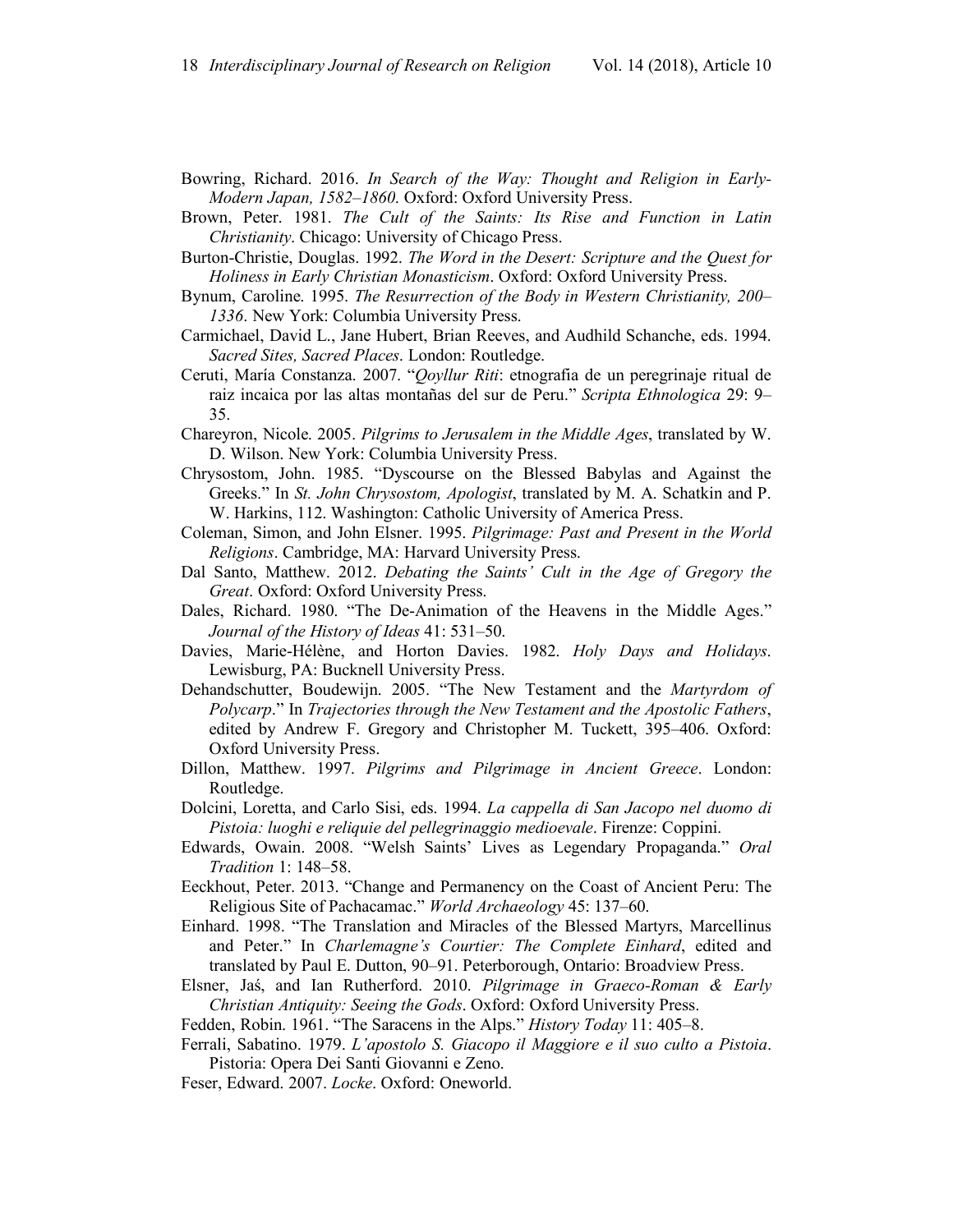Bowring, Richard. 2016. *In Search of the Way: Thought and Religion in Early-Modern Japan, 1582–1860*. Oxford: Oxford University Press.

Brown, Peter. 1981. *The Cult of the Saints: Its Rise and Function in Latin Christianity*. Chicago: University of Chicago Press.

Burton-Christie, Douglas. 1992. *The Word in the Desert: Scripture and the Quest for Holiness in Early Christian Monasticism*. Oxford: Oxford University Press.

Bynum, Caroline. 1995. *The Resurrection of the Body in Western Christianity, 200–1336*. New York: Columbia University Press.

Carmichael, David L., Jane Hubert, Brian Reeves, and Audhild Schanche, eds. 1994. *Sacred Sites, Sacred Places*. London: Routledge.

Ceruti, María Constanza. 2007. "*Qoyllur Riti*: etnografia de un peregrinaje ritual de raiz incaica por las altas montañas del sur de Peru." *Scripta Ethnologica* 29: 9–35.

Chareyron, Nicole. 2005. *Pilgrims to Jerusalem in the Middle Ages*, translated by W. D. Wilson. New York: Columbia University Press.

Chrysostom, John. 1985. "Dyscourse on the Blessed Babylas and Against the Greeks." In *St. John Chrysostom, Apologist*, translated by M. A. Schatkin and P. W. Harkins, 112. Washington: Catholic University of America Press.

Coleman, Simon, and John Elsner. 1995. *Pilgrimage: Past and Present in the World Religions*. Cambridge, MA: Harvard University Press.

Dal Santo, Matthew. 2012. *Debating the Saints' Cult in the Age of Gregory the Great*. Oxford: Oxford University Press.

Dales, Richard. 1980. "The De-Animation of the Heavens in the Middle Ages." *Journal of the History of Ideas* 41: 531–50.

Davies, Marie-Hélène, and Horton Davies. 1982. *Holy Days and Holidays*. Lewisburg, PA: Bucknell University Press.

Dehandschutter, Boudewijn. 2005. "The New Testament and the *Martyrdom of Polycarp*." In *Trajectories through the New Testament and the Apostolic Fathers*, edited by Andrew F. Gregory and Christopher M. Tuckett, 395–406. Oxford: Oxford University Press.

Dillon, Matthew. 1997. *Pilgrims and Pilgrimage in Ancient Greece*. London: Routledge.

Dolcini, Loretta, and Carlo Sisi, eds. 1994. *La cappella di San Jacopo nel duomo di Pistoia: luoghi e reliquie del pellegrinaggio medioevale*. Firenze: Coppini.

Edwards, Owain. 2008. "Welsh Saints' Lives as Legendary Propaganda." *Oral Tradition* 1: 148–58.

Eeckhout, Peter. 2013. "Change and Permanency on the Coast of Ancient Peru: The Religious Site of Pachacamac." *World Archaeology* 45: 137–60.

Einhard. 1998. "The Translation and Miracles of the Blessed Martyrs, Marcellinus and Peter." In *Charlemagne's Courtier: The Complete Einhard*, edited and translated by Paul E. Dutton, 90–91. Peterborough, Ontario: Broadview Press.

Elsner, Jaś, and Ian Rutherford. 2010. *Pilgrimage in Graeco-Roman & Early Christian Antiquity: Seeing the Gods*. Oxford: Oxford University Press.

Fedden, Robin. 1961. "The Saracens in the Alps." *History Today* 11: 405–8.

Ferrali, Sabatino. 1979. *L'apostolo S. Giacopo il Maggiore e il suo culto a Pistoia*. Pistoria: Opera Dei Santi Giovanni e Zeno.

Feser, Edward. 2007. *Locke*. Oxford: Oneworld.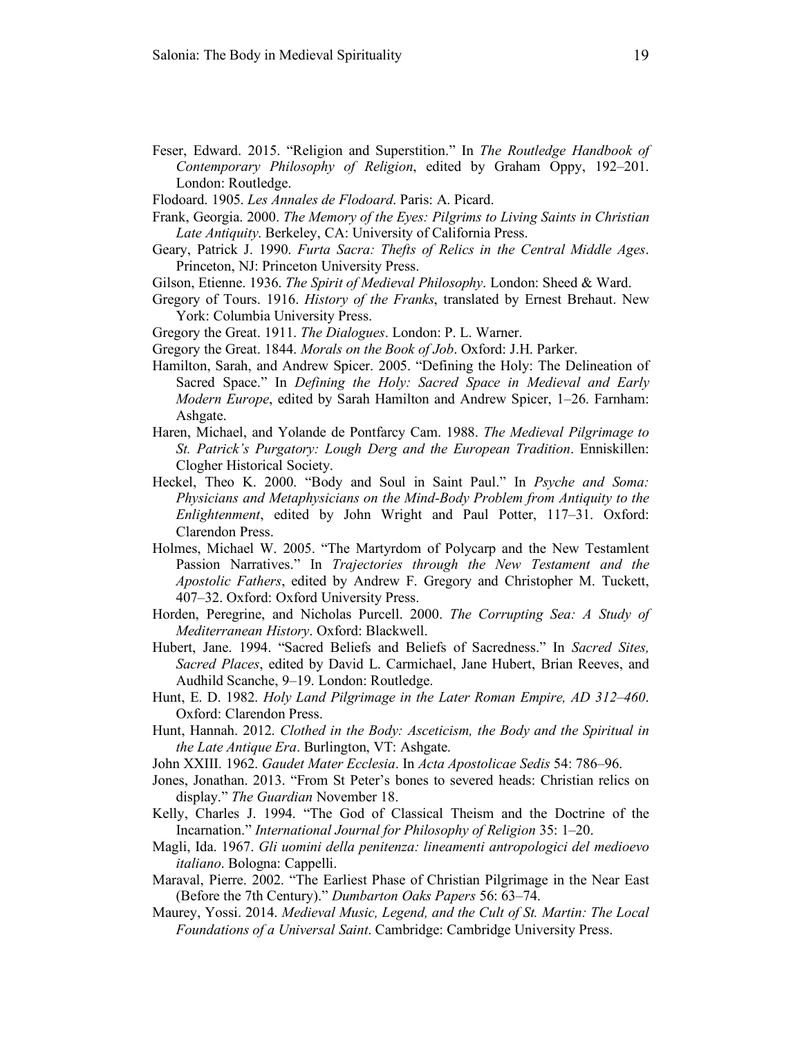Feser, Edward. 2015. "Religion and Superstition." In *The Routledge Handbook of Contemporary Philosophy of Religion*, edited by Graham Oppy, 192–201. London: Routledge.

Flodoard. 1905. *Les Annales de Flodoard*. Paris: A. Picard.

Frank, Georgia. 2000. *The Memory of the Eyes: Pilgrims to Living Saints in Christian Late Antiquity*. Berkeley, CA: University of California Press.

Geary, Patrick J. 1990. *Furta Sacra: Thefts of Relics in the Central Middle Ages*. Princeton, NJ: Princeton University Press.

Gilson, Etienne. 1936. *The Spirit of Medieval Philosophy*. London: Sheed & Ward.

Gregory of Tours. 1916. *History of the Franks*, translated by Ernest Brehaut. New York: Columbia University Press.

Gregory the Great. 1911. *The Dialogues*. London: P. L. Warner.

Gregory the Great. 1844. *Morals on the Book of Job*. Oxford: J.H. Parker.

Hamilton, Sarah, and Andrew Spicer. 2005. "Defining the Holy: The Delineation of Sacred Space." In *Defining the Holy: Sacred Space in Medieval and Early Modern Europe*, edited by Sarah Hamilton and Andrew Spicer, 1–26. Farnham: Ashgate.

Haren, Michael, and Yolande de Pontfarcy Cam. 1988. *The Medieval Pilgrimage to St. Patrick's Purgatory: Lough Derg and the European Tradition*. Enniskillen: Clogher Historical Society.

Heckel, Theo K. 2000. "Body and Soul in Saint Paul." In *Psyche and Soma: Physicians and Metaphysicians on the Mind-Body Problem from Antiquity to the Enlightenment*, edited by John Wright and Paul Potter, 117–31. Oxford: Clarendon Press.

Holmes, Michael W. 2005. "The Martyrdom of Polycarp and the New Testamlent Passion Narratives." In *Trajectories through the New Testament and the Apostolic Fathers*, edited by Andrew F. Gregory and Christopher M. Tuckett, 407–32. Oxford: Oxford University Press.

Horden, Peregrine, and Nicholas Purcell. 2000. *The Corrupting Sea: A Study of Mediterranean History*. Oxford: Blackwell.

Hubert, Jane. 1994. "Sacred Beliefs and Beliefs of Sacredness." In *Sacred Sites, Sacred Places*, edited by David L. Carmichael, Jane Hubert, Brian Reeves, and Audhild Scanche, 9–19. London: Routledge.

Hunt, E. D. 1982. *Holy Land Pilgrimage in the Later Roman Empire, AD 312–460*. Oxford: Clarendon Press.

Hunt, Hannah. 2012. *Clothed in the Body: Asceticism, the Body and the Spiritual in the Late Antique Era*. Burlington, VT: Ashgate.

John XXIII. 1962. *Gaudet Mater Ecclesia*. In *Acta Apostolicae Sedis* 54: 786–96.

Jones, Jonathan. 2013. "From St Peter's bones to severed heads: Christian relics on display." *The Guardian* November 18.

Kelly, Charles J. 1994. "The God of Classical Theism and the Doctrine of the Incarnation." *International Journal for Philosophy of Religion* 35: 1–20.

Magli, Ida. 1967. *Gli uomini della penitenza: lineamenti antropologici del medioevo italiano*. Bologna: Cappelli.

Maraval, Pierre. 2002. "The Earliest Phase of Christian Pilgrimage in the Near East (Before the 7th Century)." *Dumbarton Oaks Papers* 56: 63–74.

Maurey, Yossi. 2014. *Medieval Music, Legend, and the Cult of St. Martin: The Local Foundations of a Universal Saint*. Cambridge: Cambridge University Press.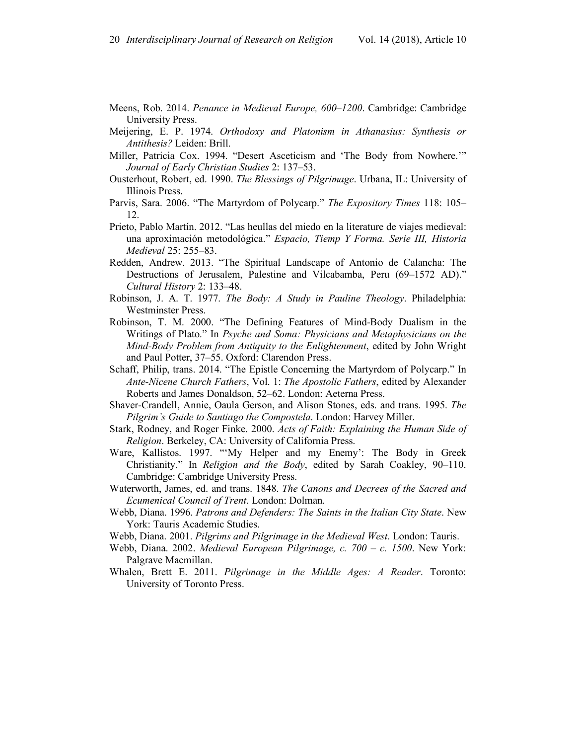Meens, Rob. 2014. *Penance in Medieval Europe, 600–1200*. Cambridge: Cambridge University Press.

Meijering, E. P. 1974. *Orthodoxy and Platonism in Athanasius: Synthesis or Antithesis?* Leiden: Brill.

Miller, Patricia Cox. 1994. "Desert Asceticism and 'The Body from Nowhere.'" *Journal of Early Christian Studies* 2: 137–53.

Ousterhout, Robert, ed. 1990. *The Blessings of Pilgrimage*. Urbana, IL: University of Illinois Press.

Parvis, Sara. 2006. "The Martyrdom of Polycarp." *The Expository Times* 118: 105–12.

Prieto, Pablo Martín. 2012. "Las heullas del miedo en la literature de viajes medieval: una aproximación metodológica." *Espacio, Tiemp Y Forma. Serie III, Historia Medieval* 25: 255–83.

Redden, Andrew. 2013. "The Spiritual Landscape of Antonio de Calancha: The Destructions of Jerusalem, Palestine and Vilcabamba, Peru (69–1572 AD)." *Cultural History* 2: 133–48.

Robinson, J. A. T. 1977. *The Body: A Study in Pauline Theology*. Philadelphia: Westminster Press.

Robinson, T. M. 2000. "The Defining Features of Mind-Body Dualism in the Writings of Plato." In *Psyche and Soma: Physicians and Metaphysicians on the Mind-Body Problem from Antiquity to the Enlightenment*, edited by John Wright and Paul Potter, 37–55. Oxford: Clarendon Press.

Schaff, Philip, trans. 2014. "The Epistle Concerning the Martyrdom of Polycarp." In *Ante-Nicene Church Fathers*, Vol. 1: *The Apostolic Fathers*, edited by Alexander Roberts and James Donaldson, 52–62. London: Aeterna Press.

Shaver-Crandell, Annie, Oaula Gerson, and Alison Stones, eds. and trans. 1995. *The Pilgrim's Guide to Santiago the Compostela*. London: Harvey Miller.

Stark, Rodney, and Roger Finke. 2000. *Acts of Faith: Explaining the Human Side of Religion*. Berkeley, CA: University of California Press.

Ware, Kallistos. 1997. "'My Helper and my Enemy': The Body in Greek Christianity." In *Religion and the Body*, edited by Sarah Coakley, 90–110. Cambridge: Cambridge University Press.

Waterworth, James, ed. and trans. 1848. *The Canons and Decrees of the Sacred and Ecumenical Council of Trent*. London: Dolman.

Webb, Diana. 1996. *Patrons and Defenders: The Saints in the Italian City State*. New York: Tauris Academic Studies.

Webb, Diana. 2001. *Pilgrims and Pilgrimage in the Medieval West*. London: Tauris.

Webb, Diana. 2002. *Medieval European Pilgrimage, c. 700 – c. 1500*. New York: Palgrave Macmillan.

Whalen, Brett E. 2011. *Pilgrimage in the Middle Ages: A Reader*. Toronto: University of Toronto Press.